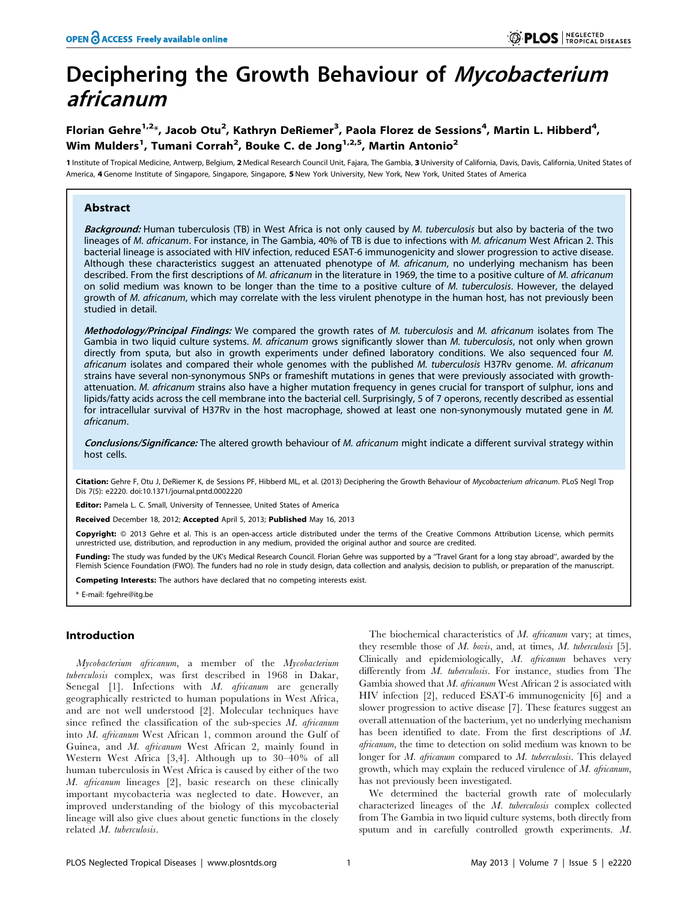# Deciphering the Growth Behaviour of *Mycobacterium africanum*

Florian Gehre[1,2]*, Jacob Otu[2], Kathryn DeRiemer[3], Paola Florez de Sessions[4], Martin L. Hibberd[4], Wim Mulders[1], Tumani Corrah[2], Bouke C. de Jong[1,2,5], Martin Antonio[2]

1 Institute of Tropical Medicine, Antwerp, Belgium, 2 Medical Research Council Unit, Fajara, The Gambia, 3 University of California, Davis, Davis, California, United States of America, 4 Genome Institute of Singapore, Singapore, Singapore, 5 New York University, New York, New York, United States of America

## Abstract

***Background:*** Human tuberculosis (TB) in West Africa is not only caused by *M. tuberculosis* but also by bacteria of the two lineages of *M. africanum*. For instance, in The Gambia, 40% of TB is due to infections with *M. africanum* West African 2. This bacterial lineage is associated with HIV infection, reduced ESAT-6 immunogenicity and slower progression to active disease. Although these characteristics suggest an attenuated phenotype of *M. africanum*, no underlying mechanism has been described. From the first descriptions of *M. africanum* in the literature in 1969, the time to a positive culture of *M. africanum* on solid medium was known to be longer than the time to a positive culture of *M. tuberculosis*. However, the delayed growth of *M. africanum*, which may correlate with the less virulent phenotype in the human host, has not previously been studied in detail.

***Methodology/Principal Findings:*** We compared the growth rates of *M. tuberculosis* and *M. africanum* isolates from The Gambia in two liquid culture systems. *M. africanum* grows significantly slower than *M. tuberculosis*, not only when grown directly from sputa, but also in growth experiments under defined laboratory conditions. We also sequenced four *M. africanum* isolates and compared their whole genomes with the published *M. tuberculosis* H37Rv genome. *M. africanum* strains have several non-synonymous SNPs or frameshift mutations in genes that were previously associated with growth-attenuation. *M. africanum* strains also have a higher mutation frequency in genes crucial for transport of sulphur, ions and lipids/fatty acids across the cell membrane into the bacterial cell. Surprisingly, 5 of 7 operons, recently described as essential for intracellular survival of H37Rv in the host macrophage, showed at least one non-synonymously mutated gene in *M. africanum*.

***Conclusions/Significance:*** The altered growth behaviour of *M. africanum* might indicate a different survival strategy within host cells.

**Citation:** Gehre F, Otu J, DeRiemer K, de Sessions PF, Hibberd ML, et al. (2013) Deciphering the Growth Behaviour of *Mycobacterium africanum*. PLoS Negl Trop Dis 7(5): e2220. doi:10.1371/journal.pntd.0002220

**Editor:** Pamela L. C. Small, University of Tennessee, United States of America

**Received** December 18, 2012; **Accepted** April 5, 2013; **Published** May 16, 2013

**Copyright:** © 2013 Gehre et al. This is an open-access article distributed under the terms of the Creative Commons Attribution License, which permits unrestricted use, distribution, and reproduction in any medium, provided the original author and source are credited.

**Funding:** The study was funded by the UK's Medical Research Council. Florian Gehre was supported by a "Travel Grant for a long stay abroad", awarded by the Flemish Science Foundation (FWO). The funders had no role in study design, data collection and analysis, decision to publish, or preparation of the manuscript.

**Competing Interests:** The authors have declared that no competing interests exist.

\* E-mail: fgehre@itg.be

## Introduction

*Mycobacterium africanum*, a member of the *Mycobacterium tuberculosis* complex, was first described in 1968 in Dakar, Senegal [1]. Infections with *M. africanum* are generally geographically restricted to human populations in West Africa, and are not well understood [2]. Molecular techniques have since refined the classification of the sub-species *M. africanum* into *M. africanum* West African 1, common around the Gulf of Guinea, and *M. africanum* West African 2, mainly found in Western West Africa [3,4]. Although up to 30–40% of all human tuberculosis in West Africa is caused by either of the two *M. africanum* lineages [2], basic research on these clinically important mycobacteria was neglected to date. However, an improved understanding of the biology of this mycobacterial lineage will also give clues about genetic functions in the closely related *M. tuberculosis*.

The biochemical characteristics of *M. africanum* vary; at times, they resemble those of *M. bovis*, and, at times, *M. tuberculosis* [5]. Clinically and epidemiologically, *M. africanum* behaves very differently from *M. tuberculosis*. For instance, studies from The Gambia showed that *M. africanum* West African 2 is associated with HIV infection [2], reduced ESAT-6 immunogenicity [6] and a slower progression to active disease [7]. These features suggest an overall attenuation of the bacterium, yet no underlying mechanism has been identified to date. From the first descriptions of *M. africanum*, the time to detection on solid medium was known to be longer for *M. africanum* compared to *M. tuberculosis*. This delayed growth, which may explain the reduced virulence of *M. africanum*, has not previously been investigated.

We determined the bacterial growth rate of molecularly characterized lineages of the *M. tuberculosis* complex collected from The Gambia in two liquid culture systems, both directly from sputum and in carefully controlled growth experiments. *M.*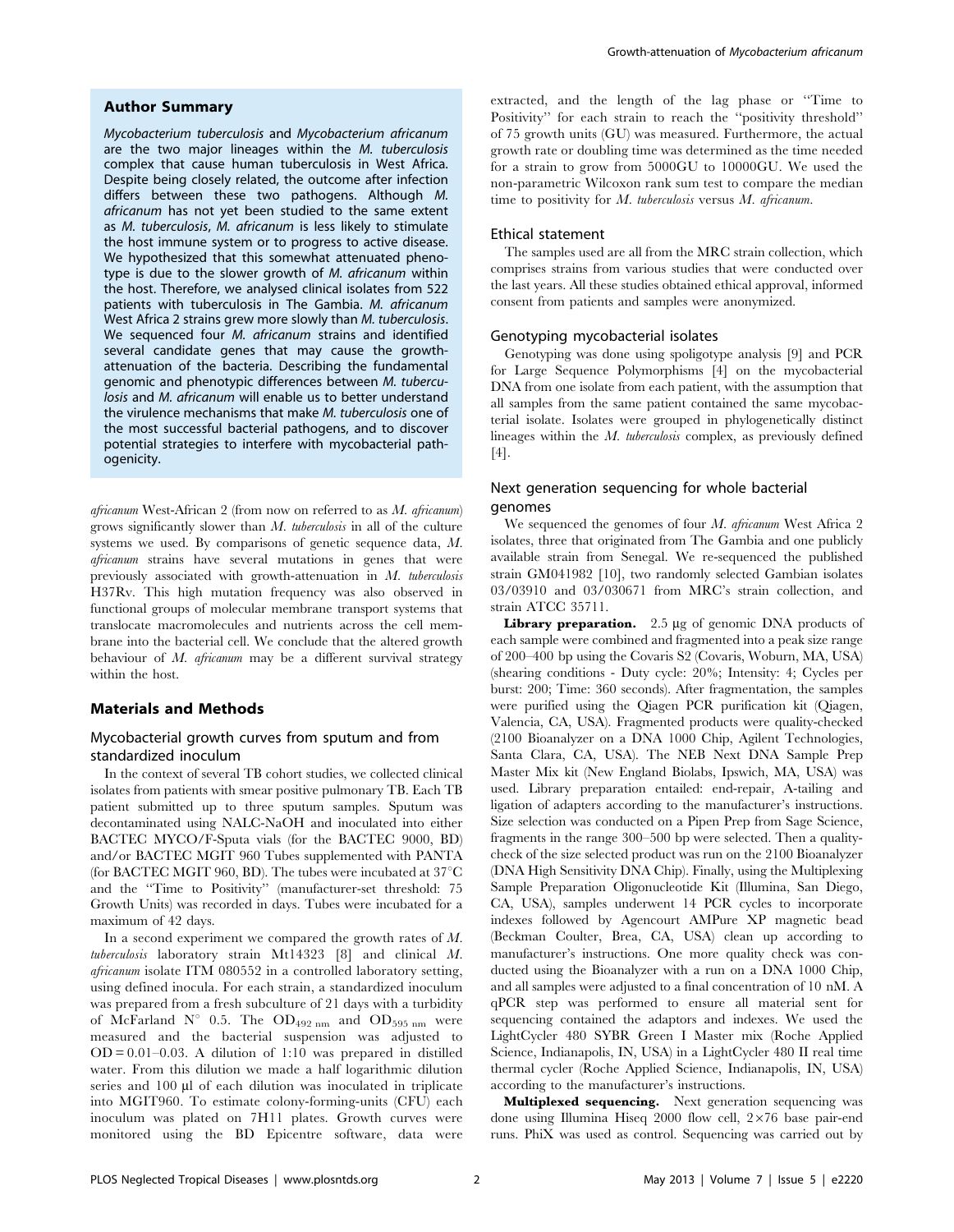## Author Summary

*Mycobacterium tuberculosis* and *Mycobacterium africanum* are the two major lineages within the *M. tuberculosis* complex that cause human tuberculosis in West Africa. Despite being closely related, the outcome after infection differs between these two pathogens. Although *M. africanum* has not yet been studied to the same extent as *M. tuberculosis*, *M. africanum* is less likely to stimulate the host immune system or to progress to active disease. We hypothesized that this somewhat attenuated phenotype is due to the slower growth of *M. africanum* within the host. Therefore, we analysed clinical isolates from 522 patients with tuberculosis in The Gambia. *M. africanum* West Africa 2 strains grew more slowly than *M. tuberculosis*. We sequenced four *M. africanum* strains and identified several candidate genes that may cause the growth-attenuation of the bacteria. Describing the fundamental genomic and phenotypic differences between *M. tuberculosis* and *M. africanum* will enable us to better understand the virulence mechanisms that make *M. tuberculosis* one of the most successful bacterial pathogens, and to discover potential strategies to interfere with mycobacterial pathogenicity.

*africanum* West-African 2 (from now on referred to as *M. africanum*) grows significantly slower than *M. tuberculosis* in all of the culture systems we used. By comparisons of genetic sequence data, *M. africanum* strains have several mutations in genes that were previously associated with growth-attenuation in *M. tuberculosis* H37Rv. This high mutation frequency was also observed in functional groups of molecular membrane transport systems that translocate macromolecules and nutrients across the cell membrane into the bacterial cell. We conclude that the altered growth behaviour of *M. africanum* may be a different survival strategy within the host.

## Materials and Methods

### Mycobacterial growth curves from sputum and from standardized inoculum

In the context of several TB cohort studies, we collected clinical isolates from patients with smear positive pulmonary TB. Each TB patient submitted up to three sputum samples. Sputum was decontaminated using NALC-NaOH and inoculated into either BACTEC MYCO/F-Sputa vials (for the BACTEC 9000, BD) and/or BACTEC MGIT 960 Tubes supplemented with PANTA (for BACTEC MGIT 960, BD). The tubes were incubated at 37°C and the "Time to Positivity" (manufacturer-set threshold: 75 Growth Units) was recorded in days. Tubes were incubated for a maximum of 42 days.

In a second experiment we compared the growth rates of *M. tuberculosis* laboratory strain Mt14323 [8] and clinical *M. africanum* isolate ITM 080552 in a controlled laboratory setting, using defined inocula. For each strain, a standardized inoculum was prepared from a fresh subculture of 21 days with a turbidity of McFarland N° 0.5. The $OD_{492\ nm}$ and $OD_{595\ nm}$ were measured and the bacterial suspension was adjusted to OD = 0.01–0.03. A dilution of 1:10 was prepared in distilled water. From this dilution we made a half logarithmic dilution series and 100 µl of each dilution was inoculated in triplicate into MGIT960. To estimate colony-forming-units (CFU) each inoculum was plated on 7H11 plates. Growth curves were monitored using the BD Epicentre software, data were extracted, and the length of the lag phase or "Time to Positivity" for each strain to reach the "positivity threshold" of 75 growth units (GU) was measured. Furthermore, the actual growth rate or doubling time was determined as the time needed for a strain to grow from 5000GU to 10000GU. We used the non-parametric Wilcoxon rank sum test to compare the median time to positivity for *M. tuberculosis* versus *M. africanum*.

### Ethical statement

The samples used are all from the MRC strain collection, which comprises strains from various studies that were conducted over the last years. All these studies obtained ethical approval, informed consent from patients and samples were anonymized.

### Genotyping mycobacterial isolates

Genotyping was done using spoligotype analysis [9] and PCR for Large Sequence Polymorphisms [4] on the mycobacterial DNA from one isolate from each patient, with the assumption that all samples from the same patient contained the same mycobacterial isolate. Isolates were grouped in phylogenetically distinct lineages within the *M. tuberculosis* complex, as previously defined [4].

### Next generation sequencing for whole bacterial genomes

We sequenced the genomes of four *M. africanum* West Africa 2 isolates, three that originated from The Gambia and one publicly available strain from Senegal. We re-sequenced the published strain GM041982 [10], two randomly selected Gambian isolates 03/03910 and 03/030671 from MRC's strain collection, and strain ATCC 35711.

**Library preparation.** 2.5 µg of genomic DNA products of each sample were combined and fragmented into a peak size range of 200–400 bp using the Covaris S2 (Covaris, Woburn, MA, USA) (shearing conditions - Duty cycle: 20%; Intensity: 4; Cycles per burst: 200; Time: 360 seconds). After fragmentation, the samples were purified using the Qiagen PCR purification kit (Qiagen, Valencia, CA, USA). Fragmented products were quality-checked (2100 Bioanalyzer on a DNA 1000 Chip, Agilent Technologies, Santa Clara, CA, USA). The NEB Next DNA Sample Prep Master Mix kit (New England Biolabs, Ipswich, MA, USA) was used. Library preparation entailed: end-repair, A-tailing and ligation of adapters according to the manufacturer's instructions. Size selection was conducted on a Pipen Prep from Sage Science, fragments in the range 300–500 bp were selected. Then a quality-check of the size selected product was run on the 2100 Bioanalyzer (DNA High Sensitivity DNA Chip). Finally, using the Multiplexing Sample Preparation Oligonucleotide Kit (Illumina, San Diego, CA, USA), samples underwent 14 PCR cycles to incorporate indexes followed by Agencourt AMPure XP magnetic bead (Beckman Coulter, Brea, CA, USA) clean up according to manufacturer's instructions. One more quality check was conducted using the Bioanalyzer with a run on a DNA 1000 Chip, and all samples were adjusted to a final concentration of 10 nM. A qPCR step was performed to ensure all material sent for sequencing contained the adaptors and indexes. We used the LightCycler 480 SYBR Green I Master mix (Roche Applied Science, Indianapolis, IN, USA) in a LightCycler 480 II real time thermal cycler (Roche Applied Science, Indianapolis, IN, USA) according to the manufacturer's instructions.

**Multiplexed sequencing.** Next generation sequencing was done using Illumina Hiseq 2000 flow cell, 2×76 base pair-end runs. PhiX was used as control. Sequencing was carried out by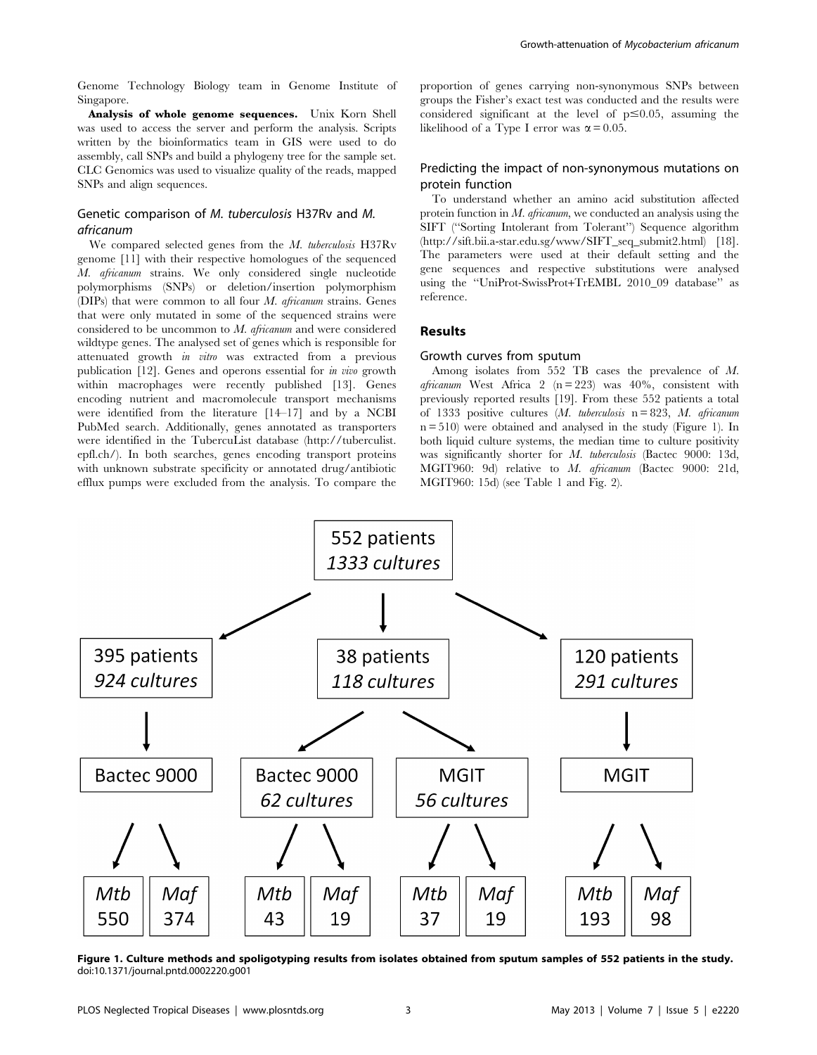Genome Technology Biology team in Genome Institute of Singapore.

**Analysis of whole genome sequences.** Unix Korn Shell was used to access the server and perform the analysis. Scripts written by the bioinformatics team in GIS were used to do assembly, call SNPs and build a phylogeny tree for the sample set. CLC Genomics was used to visualize quality of the reads, mapped SNPs and align sequences.

### Genetic comparison of *M. tuberculosis* H37Rv and *M. africanum*

We compared selected genes from the *M. tuberculosis* H37Rv genome [11] with their respective homologues of the sequenced *M. africanum* strains. We only considered single nucleotide polymorphisms (SNPs) or deletion/insertion polymorphism (DIPs) that were common to all four *M. africanum* strains. Genes that were only mutated in some of the sequenced strains were considered to be uncommon to *M. africanum* and were considered wildtype genes. The analysed set of genes which is responsible for attenuated growth *in vitro* was extracted from a previous publication [12]. Genes and operons essential for *in vivo* growth within macrophages were recently published [13]. Genes encoding nutrient and macromolecule transport mechanisms were identified from the literature [14–17] and by a NCBI PubMed search. Additionally, genes annotated as transporters were identified in the TubercuList database (http://tuberculist.epfl.ch/). In both searches, genes encoding transport proteins with unknown substrate specificity or annotated drug/antibiotic efflux pumps were excluded from the analysis. To compare the proportion of genes carrying non-synonymous SNPs between groups the Fisher's exact test was conducted and the results were considered significant at the level of $p \leq 0.05$, assuming the likelihood of a Type I error was $\alpha = 0.05$.

### Predicting the impact of non-synonymous mutations on protein function

To understand whether an amino acid substitution affected protein function in *M. africanum*, we conducted an analysis using the SIFT ("Sorting Intolerant from Tolerant") Sequence algorithm (http://sift.bii.a-star.edu.sg/www/SIFT_seq_submit2.html) [18]. The parameters were used at their default setting and the gene sequences and respective substitutions were analysed using the "UniProt-SwissProt+TrEMBL 2010_09 database" as reference.

## Results

### Growth curves from sputum

Among isolates from 552 TB cases the prevalence of *M. africanum* West Africa 2 ($n = 223$) was 40%, consistent with previously reported results [19]. From these 552 patients a total of 1333 positive cultures (*M. tuberculosis* $n = 823$, *M. africanum* $n = 510$) were obtained and analysed in the study (Figure 1). In both liquid culture systems, the median time to culture positivity was significantly shorter for *M. tuberculosis* (Bactec 9000: 13d, MGIT960: 9d) relative to *M. africanum* (Bactec 9000: 21d, MGIT960: 15d) (see Table 1 and Fig. 2).

552 patients, 1333 cultures → 395 patients, 924 cultures → Bactec 9000 → Mtb 550, Maf 374; 38 patients, 118 cultures → Bactec 9000, 62 cultures → Mtb 43, Maf 19; MGIT, 56 cultures → Mtb 37, Maf 19; 120 patients, 291 cultures → MGIT → Mtb 193, Maf 98

**Figure 1. Culture methods and spoligotyping results from isolates obtained from sputum samples of 552 patients in the study.**
doi:10.1371/journal.pntd.0002220.g001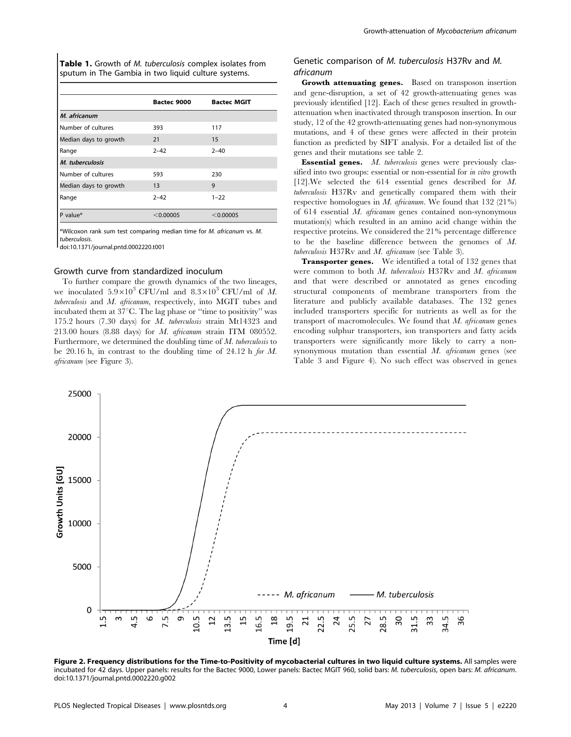**Table 1.** Growth of *M. tuberculosis* complex isolates from sputum in The Gambia in two liquid culture systems.

| | Bactec 9000 | Bactec MGIT |
|---|---|---|
| ***M. africanum*** | | |
| Number of cultures | 393 | 117 |
| Median days to growth | 21 | 15 |
| Range | 2–42 | 2–40 |
| ***M. tuberculosis*** | | |
| Number of cultures | 593 | 230 |
| Median days to growth | 13 | 9 |
| Range | 2–42 | 1–22 |
| P value* | <0.00005 | <0.00005 |

*Wilcoxon rank sum test comparing median time for *M. africanum* vs. *M. tuberculosis*.
doi:10.1371/journal.pntd.0002220.t001

### Growth curve from standardized inoculum

To further compare the growth dynamics of the two lineages, we inoculated $5.9\times10^3$ CFU/ml and $8.3\times10^3$ CFU/ml of *M. tuberculosis* and *M. africanum*, respectively, into MGIT tubes and incubated them at 37°C. The lag phase or "time to positivity" was 175.2 hours (7.30 days) for *M. tuberculosis* strain Mt14323 and 213.00 hours (8.88 days) for *M. africanum* strain ITM 080552. Furthermore, we determined the doubling time of *M. tuberculosis* to be 20.16 h, in contrast to the doubling time of 24.12 h *for M. africanum* (see Figure 3).

### Genetic comparison of *M. tuberculosis* H37Rv and *M. africanum*

**Growth attenuating genes.** Based on transposon insertion and gene-disruption, a set of 42 growth-attenuating genes was previously identified [12]. Each of these genes resulted in growth-attenuation when inactivated through transposon insertion. In our study, 12 of the 42 growth-attenuating genes had non-synonymous mutations, and 4 of these genes were affected in their protein function as predicted by SIFT analysis. For a detailed list of the genes and their mutations see table 2.

**Essential genes.** *M. tuberculosis* genes were previously classified into two groups: essential or non-essential for *in vitro* growth [12].We selected the 614 essential genes described for *M. tuberculosis* H37Rv and genetically compared them with their respective homologues in *M. africanum*. We found that 132 (21%) of 614 essential *M. africanum* genes contained non-synonymous mutation(s) which resulted in an amino acid change within the respective proteins. We considered the 21% percentage difference to be the baseline difference between the genomes of *M. tuberculosis* H37Rv and *M. africanum* (see Table 3).

**Transporter genes.** We identified a total of 132 genes that were common to both *M. tuberculosis* H37Rv and *M. africanum* and that were described or annotated as genes encoding structural components of membrane transporters from the literature and publicly available databases. The 132 genes included transporters specific for nutrients as well as for the transport of macromolecules. We found that *M. africanum* genes encoding sulphur transporters, ion transporters and fatty acids transporters were significantly more likely to carry a non-synonymous mutation than essential *M. africanum* genes (see Table 3 and Figure 4). No such effect was observed in genes

**Figure 2. Frequency distributions for the Time-to-Positivity of mycobacterial cultures in two liquid culture systems.** All samples were incubated for 42 days. Upper panels: results for the Bactec 9000, Lower panels: Bactec MGIT 960, solid bars: *M. tuberculosis*, open bars: *M. africanum*.
doi:10.1371/journal.pntd.0002220.g002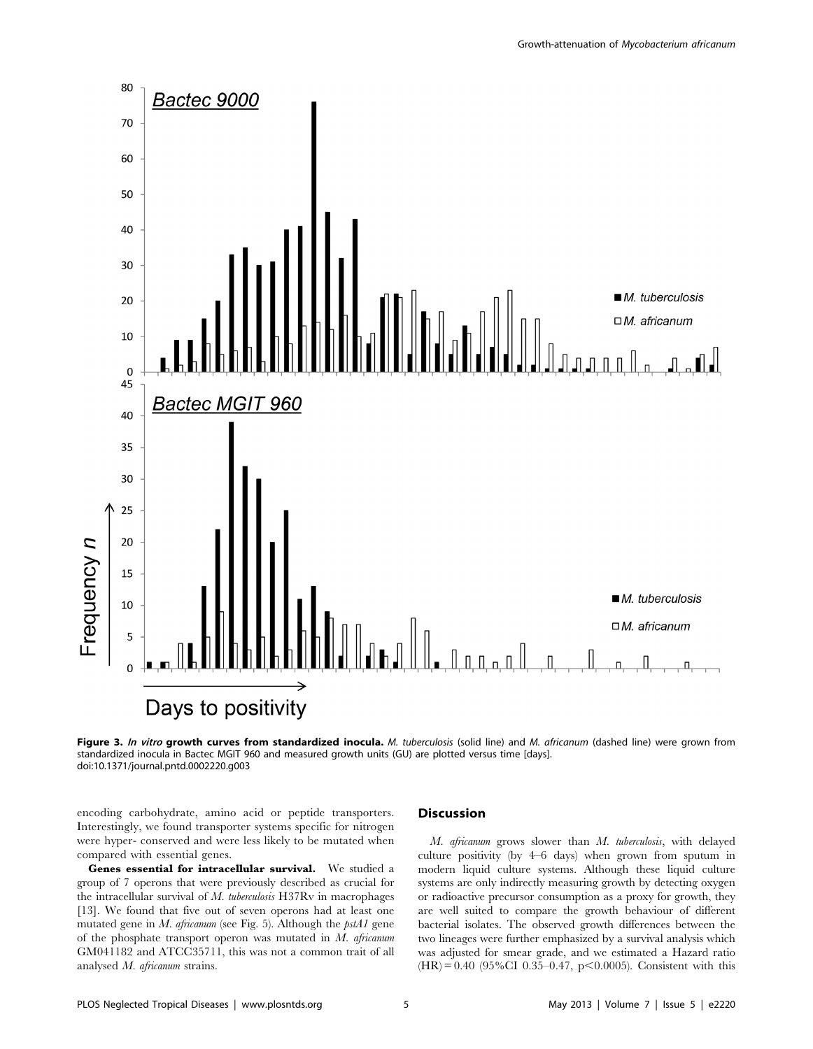**Figure 3. *In vitro* growth curves from standardized inocula.** *M. tuberculosis* (solid line) and *M. africanum* (dashed line) were grown from standardized inocula in Bactec MGIT 960 and measured growth units (GU) are plotted versus time [days].
doi:10.1371/journal.pntd.0002220.g003

encoding carbohydrate, amino acid or peptide transporters. Interestingly, we found transporter systems specific for nitrogen were hyper- conserved and were less likely to be mutated when compared with essential genes.

**Genes essential for intracellular survival.** We studied a group of 7 operons that were previously described as crucial for the intracellular survival of *M. tuberculosis* H37Rv in macrophages [13]. We found that five out of seven operons had at least one mutated gene in *M. africanum* (see Fig. 5). Although the *pstA1* gene of the phosphate transport operon was mutated in *M. africanum* GM041182 and ATCC35711, this was not a common trait of all analysed *M. africanum* strains.

## Discussion

*M. africanum* grows slower than *M. tuberculosis*, with delayed culture positivity (by 4–6 days) when grown from sputum in modern liquid culture systems. Although these liquid culture systems are only indirectly measuring growth by detecting oxygen or radioactive precursor consumption as a proxy for growth, they are well suited to compare the growth behaviour of different bacterial isolates. The observed growth differences between the two lineages were further emphasized by a survival analysis which was adjusted for smear grade, and we estimated a Hazard ratio (HR) = 0.40 (95%CI 0.35–0.47, $p<0.0005$). Consistent with this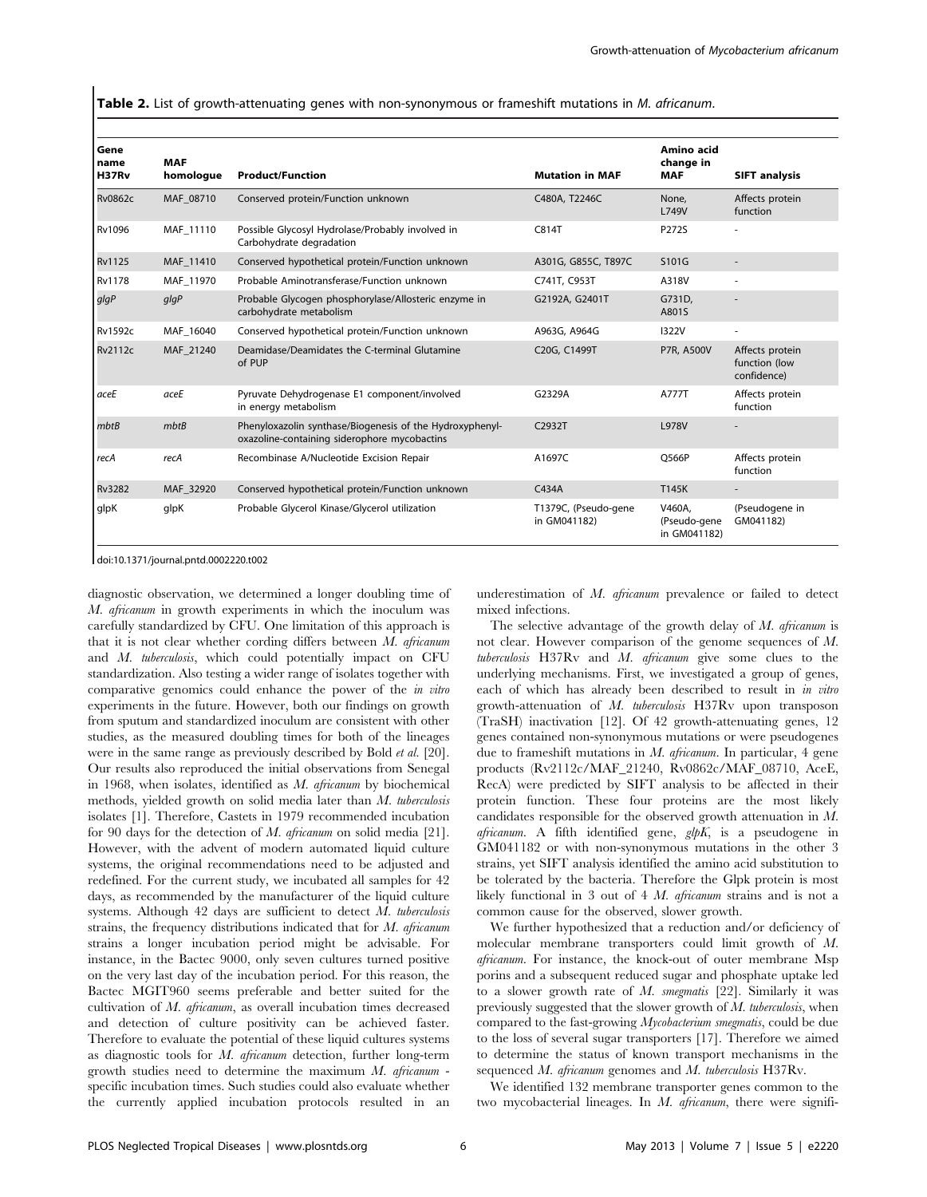**Table 2.** List of growth-attenuating genes with non-synonymous or frameshift mutations in *M. africanum*.

| Gene name H37Rv | MAF homologue | Product/Function | Mutation in MAF | Amino acid change in MAF | SIFT analysis |
|---|---|---|---|---|---|
| Rv0862c | MAF_08710 | Conserved protein/Function unknown | C480A, T2246C | None, L749V | Affects protein function |
| Rv1096 | MAF_11110 | Possible Glycosyl Hydrolase/Probably involved in Carbohydrate degradation | C814T | P272S | - |
| Rv1125 | MAF_11410 | Conserved hypothetical protein/Function unknown | A301G, G855C, T897C | S101G | - |
| Rv1178 | MAF_11970 | Probable Aminotransferase/Function unknown | C741T, C953T | A318V | - |
| *glgP* | *glgP* | Probable Glycogen phosphorylase/Allosteric enzyme in carbohydrate metabolism | G2192A, G2401T | G731D, A801S | - |
| Rv1592c | MAF_16040 | Conserved hypothetical protein/Function unknown | A963G, A964G | I322V | - |
| Rv2112c | MAF_21240 | Deamidase/Deamidates the C-terminal Glutamine of PUP | C20G, C1499T | P7R, A500V | Affects protein function (low confidence) |
| *aceE* | *aceE* | Pyruvate Dehydrogenase E1 component/involved in energy metabolism | G2329A | A777T | Affects protein function |
| *mbtB* | *mbtB* | Phenyloxazolin synthase/Biogenesis of the Hydroxyphenyl-oxazoline-containing siderophore mycobactins | C2932T | L978V | - |
| *recA* | *recA* | Recombinase A/Nucleotide Excision Repair | A1697C | Q566P | Affects protein function |
| Rv3282 | MAF_32920 | Conserved hypothetical protein/Function unknown | C434A | T145K | - |
| glpK | glpK | Probable Glycerol Kinase/Glycerol utilization | T1379C, (Pseudo-gene in GM041182) | V460A, (Pseudo-gene in GM041182) | (Pseudogene in GM041182) |

doi:10.1371/journal.pntd.0002220.t002

diagnostic observation, we determined a longer doubling time of *M. africanum* in growth experiments in which the inoculum was carefully standardized by CFU. One limitation of this approach is that it is not clear whether cording differs between *M. africanum* and *M. tuberculosis*, which could potentially impact on CFU standardization. Also testing a wider range of isolates together with comparative genomics could enhance the power of the *in vitro* experiments in the future. However, both our findings on growth from sputum and standardized inoculum are consistent with other studies, as the measured doubling times for both of the lineages were in the same range as previously described by Bold *et al.* [20]. Our results also reproduced the initial observations from Senegal in 1968, when isolates, identified as *M. africanum* by biochemical methods, yielded growth on solid media later than *M. tuberculosis* isolates [1]. Therefore, Castets in 1979 recommended incubation for 90 days for the detection of *M. africanum* on solid media [21]. However, with the advent of modern automated liquid culture systems, the original recommendations need to be adjusted and redefined. For the current study, we incubated all samples for 42 days, as recommended by the manufacturer of the liquid culture systems. Although 42 days are sufficient to detect *M. tuberculosis* strains, the frequency distributions indicated that for *M. africanum* strains a longer incubation period might be advisable. For instance, in the Bactec 9000, only seven cultures turned positive on the very last day of the incubation period. For this reason, the Bactec MGIT960 seems preferable and better suited for the cultivation of *M. africanum*, as overall incubation times decreased and detection of culture positivity can be achieved faster. Therefore to evaluate the potential of these liquid cultures systems as diagnostic tools for *M. africanum* detection, further long-term growth studies need to determine the maximum *M. africanum* - specific incubation times. Such studies could also evaluate whether the currently applied incubation protocols resulted in an underestimation of *M. africanum* prevalence or failed to detect mixed infections.

The selective advantage of the growth delay of *M. africanum* is not clear. However comparison of the genome sequences of *M. tuberculosis* H37Rv and *M. africanum* give some clues to the underlying mechanisms. First, we investigated a group of genes, each of which has already been described to result in *in vitro* growth-attenuation of *M. tuberculosis* H37Rv upon transposon (TraSH) inactivation [12]. Of 42 growth-attenuating genes, 12 genes contained non-synonymous mutations or were pseudogenes due to frameshift mutations in *M. africanum*. In particular, 4 gene products (Rv2112c/MAF_21240, Rv0862c/MAF_08710, AceE, RecA) were predicted by SIFT analysis to be affected in their protein function. These four proteins are the most likely candidates responsible for the observed growth attenuation in *M. africanum*. A fifth identified gene, *glpK*, is a pseudogene in GM041182 or with non-synonymous mutations in the other 3 strains, yet SIFT analysis identified the amino acid substitution to be tolerated by the bacteria. Therefore the Glpk protein is most likely functional in 3 out of 4 *M. africanum* strains and is not a common cause for the observed, slower growth.

We further hypothesized that a reduction and/or deficiency of molecular membrane transporters could limit growth of *M. africanum*. For instance, the knock-out of outer membrane Msp porins and a subsequent reduced sugar and phosphate uptake led to a slower growth rate of *M. smegmatis* [22]. Similarly it was previously suggested that the slower growth of *M. tuberculosis*, when compared to the fast-growing *Mycobacterium smegmatis*, could be due to the loss of several sugar transporters [17]. Therefore we aimed to determine the status of known transport mechanisms in the sequenced *M. africanum* genomes and *M. tuberculosis* H37Rv.

We identified 132 membrane transporter genes common to the two mycobacterial lineages. In *M. africanum*, there were signifi-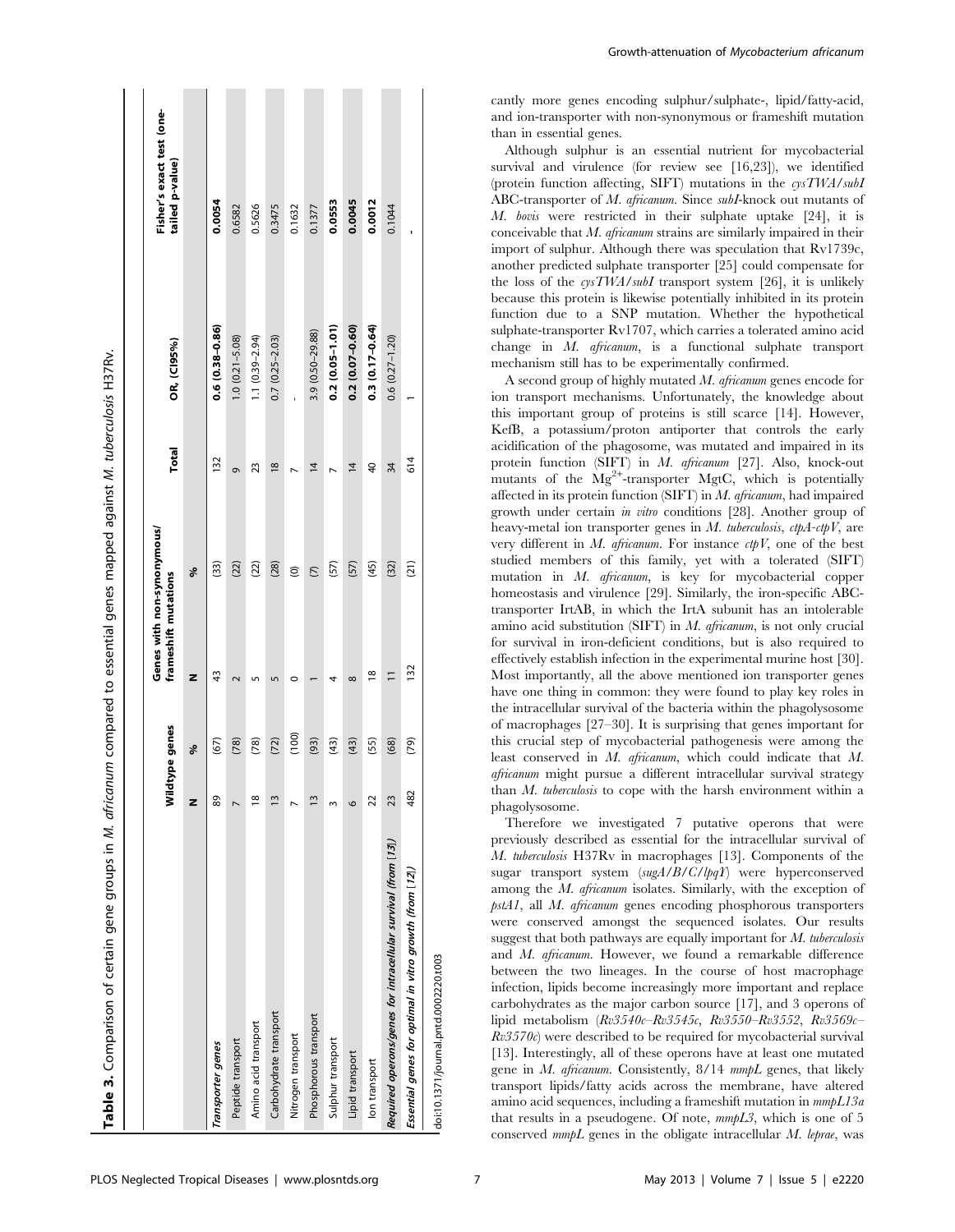**Table 3.** Comparison of certain gene groups in *M. africanum* compared to essential genes mapped against *M. tuberculosis* H37Rv.

| | Wildtype genes | | Genes with non-synonymous/ frameshift mutations | | Total | OR, (CI95%) | Fisher's exact test (one-tailed p-value) |
|---|---|---|---|---|---|---|---|
| | N | % | N | % | | | |
| *Transporter genes* | 89 | (67) | 43 | (33) | 132 | **0.6 (0.38–0.86)** | **0.0054** |
| Peptide transport | 7 | (78) | 2 | (22) | 9 | 1.0 (0.21–5.08) | 0.6582 |
| Amino acid transport | 18 | (78) | 5 | (22) | 23 | 1.1 (0.39–2.94) | 0.5626 |
| Carbohydrate transport | 13 | (72) | 5 | (28) | 18 | 0.7 (0.25–2.03) | 0.3475 |
| Nitrogen transport | 7 | (100) | 0 | (0) | 7 | - | 0.1632 |
| Phosphorous transport | 13 | (93) | 1 | (7) | 14 | 3.9 (0.50–29.88) | 0.1377 |
| Sulphur transport | 3 | (43) | 4 | (57) | 7 | **0.2 (0.05–1.01)** | **0.0553** |
| Lipid transport | 6 | (43) | 8 | (57) | 14 | **0.2 (0.07–0.60)** | **0.0045** |
| Ion transport | 22 | (55) | 18 | (45) | 40 | **0.3 (0.17–0.64)** | **0.0012** |
| *Required operons/genes for intracellular survival (from [13])* | 23 | (68) | 11 | (32) | 34 | 0.6 (0.27–1.20) | 0.1044 |
| *Essential genes for optimal in vitro growth (from [12])* | 482 | (79) | 132 | (21) | 614 | 1 | - |

doi:10.1371/journal.pntd.0002220.t003

cantly more genes encoding sulphur/sulphate-, lipid/fatty-acid, and ion-transporter with non-synonymous or frameshift mutation than in essential genes.

Although sulphur is an essential nutrient for mycobacterial survival and virulence (for review see [16,23]), we identified (protein function affecting, SIFT) mutations in the *cysTWA/subI* ABC-transporter of *M. africanum*. Since *subI*-knock out mutants of *M. bovis* were restricted in their sulphate uptake [24], it is conceivable that *M. africanum* strains are similarly impaired in their import of sulphur. Although there was speculation that Rv1739c, another predicted sulphate transporter [25] could compensate for the loss of the *cysTWA/subI* transport system [26], it is unlikely because this protein is likewise potentially inhibited in its protein function due to a SNP mutation. Whether the hypothetical sulphate-transporter Rv1707, which carries a tolerated amino acid change in *M. africanum*, is a functional sulphate transport mechanism still has to be experimentally confirmed.

A second group of highly mutated *M. africanum* genes encode for ion transport mechanisms. Unfortunately, the knowledge about this important group of proteins is still scarce [14]. However, KefB, a potassium/proton antiporter that controls the early acidification of the phagosome, was mutated and impaired in its protein function (SIFT) in *M. africanum* [27]. Also, knock-out mutants of the $Mg^{2+}$-transporter MgtC, which is potentially affected in its protein function (SIFT) in *M. africanum*, had impaired growth under certain *in vitro* conditions [28]. Another group of heavy-metal ion transporter genes in *M. tuberculosis*, *ctpA-ctpV*, are very different in *M. africanum*. For instance *ctpV*, one of the best studied members of this family, yet with a tolerated (SIFT) mutation in *M. africanum*, is key for mycobacterial copper homeostasis and virulence [29]. Similarly, the iron-specific ABC-transporter IrtAB, in which the IrtA subunit has an intolerable amino acid substitution (SIFT) in *M. africanum*, is not only crucial for survival in iron-deficient conditions, but is also required to effectively establish infection in the experimental murine host [30]. Most importantly, all the above mentioned ion transporter genes have one thing in common: they were found to play key roles in the intracellular survival of the bacteria within the phagolysosome of macrophages [27–30]. It is surprising that genes important for this crucial step of mycobacterial pathogenesis were among the least conserved in *M. africanum*, which could indicate that *M. africanum* might pursue a different intracellular survival strategy than *M. tuberculosis* to cope with the harsh environment within a phagolysosome.

Therefore we investigated 7 putative operons that were previously described as essential for the intracellular survival of *M. tuberculosis* H37Rv in macrophages [13]. Components of the sugar transport system (*sugA/B/C/lpqY*) were hyperconserved among the *M. africanum* isolates. Similarly, with the exception of *pstA1*, all *M. africanum* genes encoding phosphorous transporters were conserved amongst the sequenced isolates. Our results suggest that both pathways are equally important for *M. tuberculosis* and *M. africanum*. However, we found a remarkable difference between the two lineages. In the course of host macrophage infection, lipids become increasingly more important and replace carbohydrates as the major carbon source [17], and 3 operons of lipid metabolism (*Rv3540c–Rv3545c*, *Rv3550–Rv3552*, *Rv3569c–Rv3570c*) were described to be required for mycobacterial survival [13]. Interestingly, all of these operons have at least one mutated gene in *M. africanum*. Consistently, 8/14 *mmpL* genes, that likely transport lipids/fatty acids across the membrane, have altered amino acid sequences, including a frameshift mutation in *mmpL13a* that results in a pseudogene. Of note, *mmpL3*, which is one of 5 conserved *mmpL* genes in the obligate intracellular *M. leprae*, was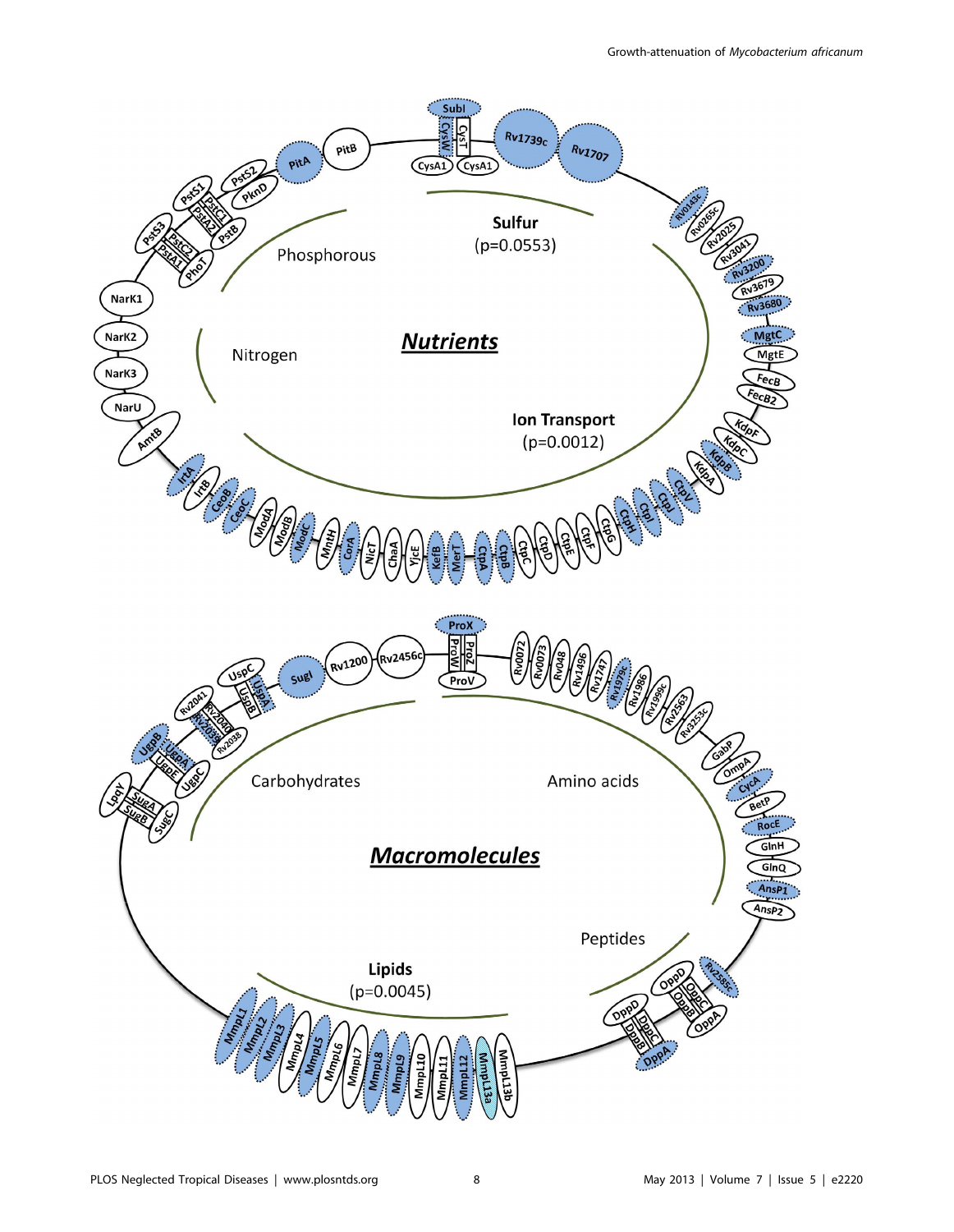**Nutrients**

Sulfur (p=0.0553)

SubI, CysW, CysT, CysA1, CysA1, Rv1739c, Rv1707

Phosphorous

PitA, PitB, PstS2, PknD, PstS1, PstC1, PstA2, PstB, PstS3, PstC2, PstA1, PhoT

Nitrogen

NarK1, NarK2, NarK3, NarU, AmtB

Ion Transport (p=0.0012)

Rv0143c, Rv0265c, Rv2025, Rv3041, Rv3200, Rv3679, Rv3680, MgtC, MgtE, FecB, FecB2, KdpF, KdpC, KdpB, KdpA, CtpV, CtpJ, CtpI, CtpH, CtpG, CtpF, CtpE, CtpD, CtpC, CtpB, CtpA, MerT, KefB, YjcE, ChaA, NicT, CorA, MntH, ModC, ModB, ModA, CeoC, CeoB, IrtB, IrtA

**Macromolecules**

Carbohydrates

SugI, Rv1200, Rv2456c, UspC, UspA, UspB, Rv2041, Rv2040, Rv2039, Rv2038, UgpB, UgpA, UgpE, UgpC, LpqY, SugA, SugB, SugC

Amino acids

ProX, ProW, ProZ, ProV, Rv0072, Rv0073, Rv048, Rv1496, Rv1747, Rv1979c, Rv1986, Rv1999c, Rv2563, Rv3253c, GabP, OmpA, CycA, BetP, RocE, GlnH, GlnQ, AnsP1, AnsP2

Peptides

Rv2585c, OppD, OppC, OppB, OppA, DppD, DppC, DppB, DppA

Lipids (p=0.0045)

MmpL1, MmpL2, MmpL3, MmpL4, MmpL5, MmpL6, MmpL7, MmpL8, MmpL9, MmpL10, MmpL11, MmpL12, MmpL13a, MmpL13b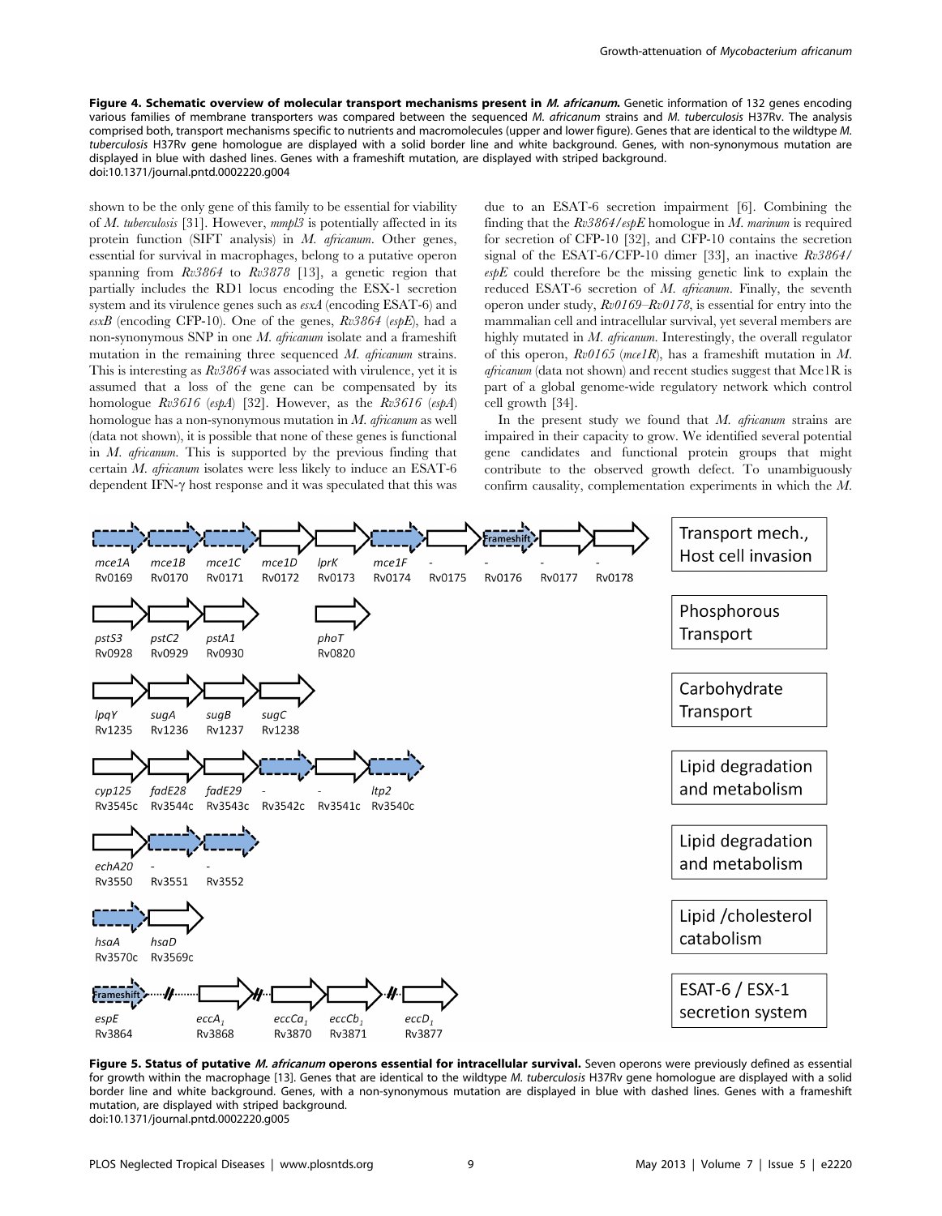**Figure 4. Schematic overview of molecular transport mechanisms present in *M. africanum*.** Genetic information of 132 genes encoding various families of membrane transporters was compared between the sequenced *M. africanum* strains and *M. tuberculosis* H37Rv. The analysis comprised both, transport mechanisms specific to nutrients and macromolecules (upper and lower figure). Genes that are identical to the wildtype *M. tuberculosis* H37Rv gene homologue are displayed with a solid border line and white background. Genes, with non-synonymous mutation are displayed in blue with dashed lines. Genes with a frameshift mutation, are displayed with striped background.
doi:10.1371/journal.pntd.0002220.g004

shown to be the only gene of this family to be essential for viability of *M. tuberculosis* [31]. However, *mmpl3* is potentially affected in its protein function (SIFT analysis) in *M. africanum*. Other genes, essential for survival in macrophages, belong to a putative operon spanning from *Rv3864* to *Rv3878* [13], a genetic region that partially includes the RD1 locus encoding the ESX-1 secretion system and its virulence genes such as *esxA* (encoding ESAT-6) and *esxB* (encoding CFP-10). One of the genes, *Rv3864* (*espE*), had a non-synonymous SNP in one *M. africanum* isolate and a frameshift mutation in the remaining three sequenced *M. africanum* strains. This is interesting as *Rv3864* was associated with virulence, yet it is assumed that a loss of the gene can be compensated by its homologue *Rv3616* (*espA*) [32]. However, as the *Rv3616* (*espA*) homologue has a non-synonymous mutation in *M. africanum* as well (data not shown), it is possible that none of these genes is functional in *M. africanum*. This is supported by the previous finding that certain *M. africanum* isolates were less likely to induce an ESAT-6 dependent IFN-γ host response and it was speculated that this was due to an ESAT-6 secretion impairment [6]. Combining the finding that the *Rv3864/espE* homologue in *M. marinum* is required for secretion of CFP-10 [32], and CFP-10 contains the secretion signal of the ESAT-6/CFP-10 dimer [33], an inactive *Rv3864/espE* could therefore be the missing genetic link to explain the reduced ESAT-6 secretion of *M. africanum*. Finally, the seventh operon under study, *Rv0169–Rv0178*, is essential for entry into the mammalian cell and intracellular survival, yet several members are highly mutated in *M. africanum*. Interestingly, the overall regulator of this operon, *Rv0165* (*mce1R*), has a frameshift mutation in *M. africanum* (data not shown) and recent studies suggest that Mce1R is part of a global genome-wide regulatory network which control cell growth [34].

In the present study we found that *M. africanum* strains are impaired in their capacity to grow. We identified several potential gene candidates and functional protein groups that might contribute to the observed growth defect. To unambiguously confirm causality, complementation experiments in which the *M.*

**Figure 5. Status of putative *M. africanum* operons essential for intracellular survival.** Seven operons were previously defined as essential for growth within the macrophage [13]. Genes that are identical to the wildtype *M. tuberculosis* H37Rv gene homologue are displayed with a solid border line and white background. Genes, with a non-synonymous mutation are displayed in blue with dashed lines. Genes with a frameshift mutation, are displayed with striped background.
doi:10.1371/journal.pntd.0002220.g005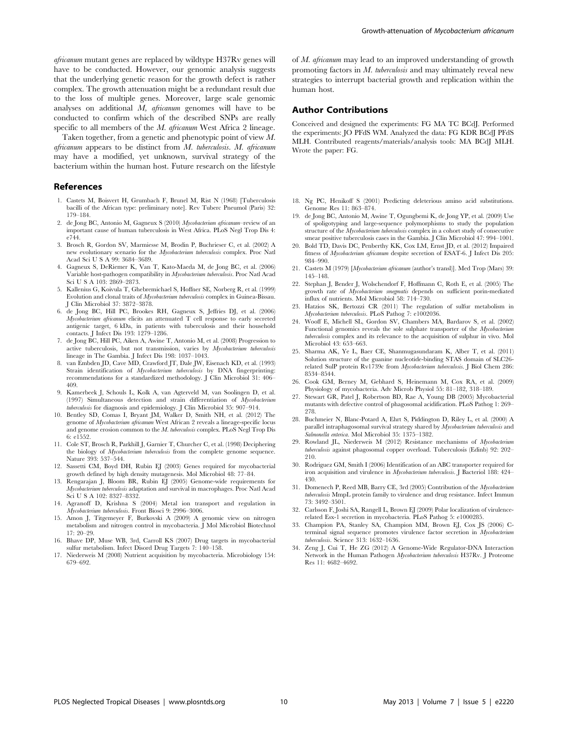*africanum* mutant genes are replaced by wildtype H37Rv genes will have to be conducted. However, our genomic analysis suggests that the underlying genetic reason for the growth defect is rather complex. The growth attenuation might be a redundant result due to the loss of multiple genes. Moreover, large scale genomic analyses on additional *M, africanum* genomes will have to be conducted to confirm which of the described SNPs are really specific to all members of the *M. africanum* West Africa 2 lineage.

Taken together, from a genetic and phenotypic point of view *M. africanum* appears to be distinct from *M. tuberculosis*. *M. africanum* may have a modified, yet unknown, survival strategy of the bacterium within the human host. Future research on the lifestyle of *M. africanum* may lead to an improved understanding of growth promoting factors in *M. tuberculosis* and may ultimately reveal new strategies to interrupt bacterial growth and replication within the human host.

## Author Contributions

Conceived and designed the experiments: FG MA TC BCdJ. Performed the experiments: JO PFdS WM. Analyzed the data: FG KDR BCdJ PFdS MLH. Contributed reagents/materials/analysis tools: MA BCdJ MLH. Wrote the paper: FG.

## References

1. Castets M, Boisvert H, Grumbach F, Brunel M, Rist N (1968) [Tuberculosis bacilli of the African type: preliminary note]. Rev Tuberc Pneumol (Paris) 32: 179–184.
2. de Jong BC, Antonio M, Gagneux S (2010) *Mycobacterium africanum*–review of an important cause of human tuberculosis in West Africa. PLoS Negl Trop Dis 4: e744.
3. Brosch R, Gordon SV, Marmiesse M, Brodin P, Buchrieser C, et al. (2002) A new evolutionary scenario for the *Mycobacterium tuberculosis* complex. Proc Natl Acad Sci U S A 99: 3684–3689.
4. Gagneux S, DeRiemer K, Van T, Kato-Maeda M, de Jong BC, et al. (2006) Variable host-pathogen compatibility in *Mycobacterium tuberculosis*. Proc Natl Acad Sci U S A 103: 2869–2873.
5. Kallenius G, Koivula T, Ghebremichael S, Hoffner SE, Norberg R, et al. (1999) Evolution and clonal traits of *Mycobacterium tuberculosis* complex in Guinea-Bissau. J Clin Microbiol 37: 3872–3878.
6. de Jong BC, Hill PC, Brookes RH, Gagneux S, Jeffries DJ, et al. (2006) *Mycobacterium africanum* elicits an attenuated T cell response to early secreted antigenic target, 6 kDa, in patients with tuberculosis and their household contacts. J Infect Dis 193: 1279–1286.
7. de Jong BC, Hill PC, Aiken A, Awine T, Antonio M, et al. (2008) Progression to active tuberculosis, but not transmission, varies by *Mycobacterium tuberculosis* lineage in The Gambia. J Infect Dis 198: 1037–1043.
8. van Embden JD, Cave MD, Crawford JT, Dale JW, Eisenach KD, et al. (1993) Strain identification of *Mycobacterium tuberculosis* by DNA fingerprinting: recommendations for a standardized methodology. J Clin Microbiol 31: 406–409.
9. Kamerbeek J, Schouls L, Kolk A, van Agterveld M, van Soolingen D, et al. (1997) Simultaneous detection and strain differentiation of *Mycobacterium tuberculosis* for diagnosis and epidemiology. J Clin Microbiol 35: 907–914.
10. Bentley SD, Comas I, Bryant JM, Walker D, Smith NH, et al. (2012) The genome of *Mycobacterium africanum* West African 2 reveals a lineage-specific locus and genome erosion common to the *M. tuberculosis* complex. PLoS Negl Trop Dis 6: e1552.
11. Cole ST, Brosch R, Parkhill J, Garnier T, Churcher C, et al. (1998) Deciphering the biology of *Mycobacterium tuberculosis* from the complete genome sequence. Nature 393: 537–544.
12. Sassetti CM, Boyd DH, Rubin EJ (2003) Genes required for mycobacterial growth defined by high density mutagenesis. Mol Microbiol 48: 77–84.
13. Rengarajan J, Bloom BR, Rubin EJ (2005) Genome-wide requirements for *Mycobacterium tuberculosis* adaptation and survival in macrophages. Proc Natl Acad Sci U S A 102: 8327–8332.
14. Agranoff D, Krishna S (2004) Metal ion transport and regulation in *Mycobacterium tuberculosis*. Front Biosci 9: 2996–3006.
15. Amon J, Titgemeyer F, Burkovski A (2009) A genomic view on nitrogen metabolism and nitrogen control in mycobacteria. J Mol Microbiol Biotechnol 17: 20–29.
16. Bhave DP, Muse WB, 3rd, Carroll KS (2007) Drug targets in mycobacterial sulfur metabolism. Infect Disord Drug Targets 7: 140–158.
17. Niederweis M (2008) Nutrient acquisition by mycobacteria. Microbiology 154: 679–692.
18. Ng PC, Henikoff S (2001) Predicting deleterious amino acid substitutions. Genome Res 11: 863–874.
19. de Jong BC, Antonio M, Awine T, Ogungbemi K, de Jong YP, et al. (2009) Use of spoligotyping and large-sequence polymorphisms to study the population structure of the *Mycobacterium tuberculosis* complex in a cohort study of consecutive smear positive tuberculosis cases in the Gambia. J Clin Microbiol 47: 994–1001.
20. Bold TD, Davis DC, Penberthy KK, Cox LM, Ernst JD, et al. (2012) Impaired fitness of *Mycobacterium africanum* despite secretion of ESAT-6. J Infect Dis 205: 984–990.
21. Castets M (1979) [*Mycobacterium africanum* (author's transl)]. Med Trop (Mars) 39: 145–148.
22. Stephan J, Bender J, Wolschendorf F, Hoffmann C, Roth E, et al. (2005) The growth rate of *Mycobacterium smegmatis* depends on sufficient porin-mediated influx of nutrients. Mol Microbiol 58: 714–730.
23. Hatzios SK, Bertozzi CR (2011) The regulation of sulfur metabolism in *Mycobacterium tuberculosis*. PLoS Pathog 7: e1002036.
24. Wooff E, Michell SL, Gordon SV, Chambers MA, Bardarov S, et al. (2002) Functional genomics reveals the sole sulphate transporter of the *Mycobacterium tuberculosis* complex and its relevance to the acquisition of sulphur in vivo. Mol Microbiol 43: 653–663.
25. Sharma AK, Ye L, Baer CE, Shanmugasundaram K, Alber T, et al. (2011) Solution structure of the guanine nucleotide-binding STAS domain of SLC26-related SulP protein Rv1739c from *Mycobacterium tuberculosis*. J Biol Chem 286: 8534–8544.
26. Cook GM, Berney M, Gebhard S, Heinemann M, Cox RA, et al. (2009) Physiology of mycobacteria. Adv Microb Physiol 55: 81–182, 318–189.
27. Stewart GR, Patel J, Robertson BD, Rae A, Young DB (2005) Mycobacterial mutants with defective control of phagosomal acidification. PLoS Pathog 1: 269–278.
28. Buchmeier N, Blanc-Potard A, Ehrt S, Piddington D, Riley L, et al. (2000) A parallel intraphagosomal survival strategy shared by *Mycobacterium tuberculosis* and *Salmonella enterica*. Mol Microbiol 35: 1375–1382.
29. Rowland JL, Niederweis M (2012) Resistance mechanisms of *Mycobacterium tuberculosis* against phagosomal copper overload. Tuberculosis (Edinb) 92: 202–210.
30. Rodriguez GM, Smith I (2006) Identification of an ABC transporter required for iron acquisition and virulence in *Mycobacterium tuberculosis*. J Bacteriol 188: 424–430.
31. Domenech P, Reed MB, Barry CE, 3rd (2005) Contribution of the *Mycobacterium tuberculosis* MmpL protein family to virulence and drug resistance. Infect Immun 73: 3492–3501.
32. Carlsson F, Joshi SA, Rangell L, Brown EJ (2009) Polar localization of virulence-related Esx-1 secretion in mycobacteria. PLoS Pathog 5: e1000285.
33. Champion PA, Stanley SA, Champion MM, Brown EJ, Cox JS (2006) C-terminal signal sequence promotes virulence factor secretion in *Mycobacterium tuberculosis*. Science 313: 1632–1636.
34. Zeng J, Cui T, He ZG (2012) A Genome-Wide Regulator-DNA Interaction Network in the Human Pathogen *Mycobacterium tuberculosis* H37Rv. J Proteome Res 11: 4682–4692.